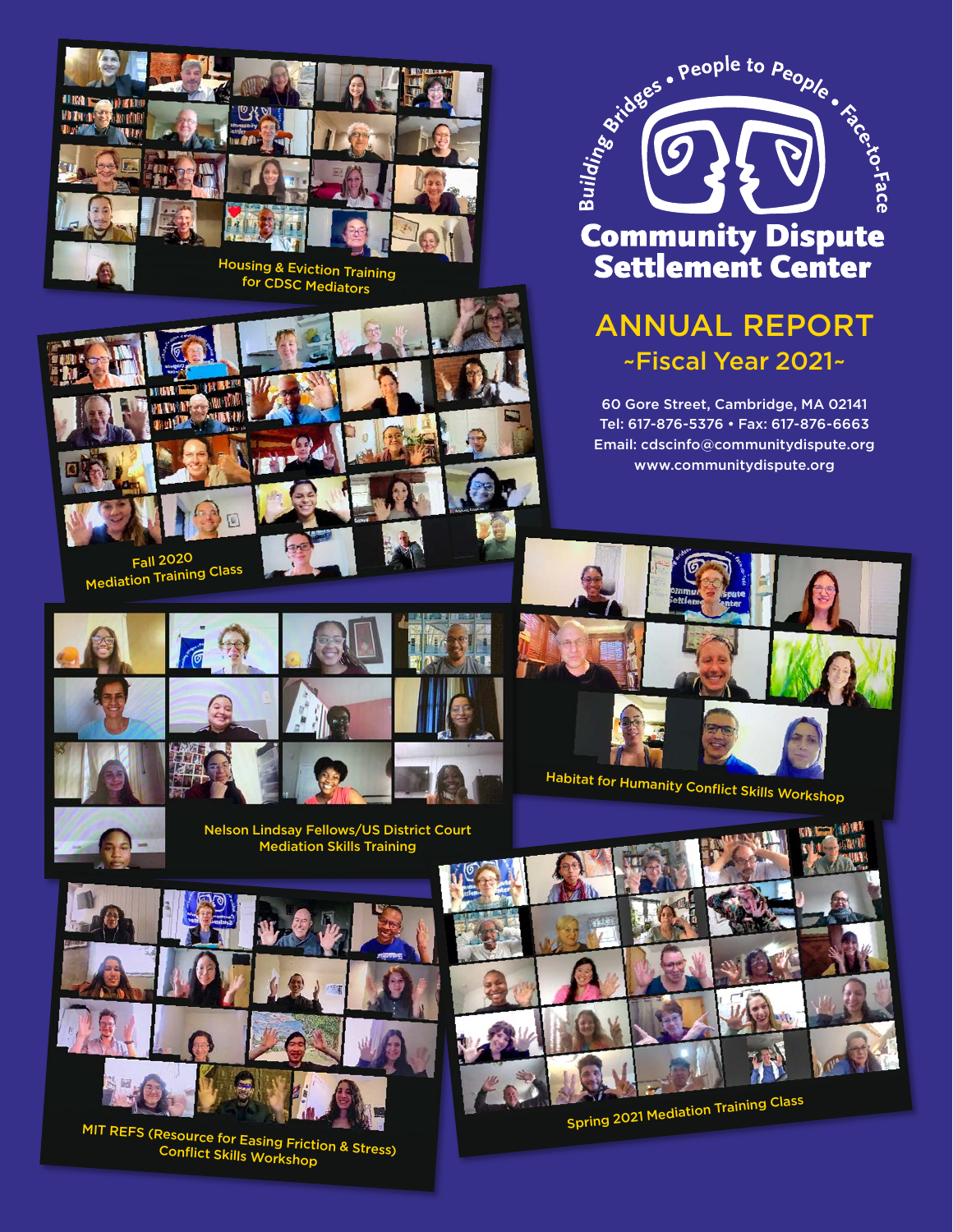Building Bridges • People to People • Face-to-Face

# Community Dispute Settlement Center

## ANNUAL REPORT
## ~Fiscal Year 2021~

60 Gore Street, Cambridge, MA 02141
Tel: 617-876-5376 • Fax: 617-876-6663
Email: cdscinfo@communitydispute.org
www.communitydispute.org

Housing & Eviction Training for CDSC Mediators

Fall 2020 Mediation Training Class

Habitat for Humanity Conflict Skills Workshop

Nelson Lindsay Fellows/US District Court Mediation Skills Training

MIT REFS (Resource for Easing Friction & Stress) Conflict Skills Workshop

Spring 2021 Mediation Training Class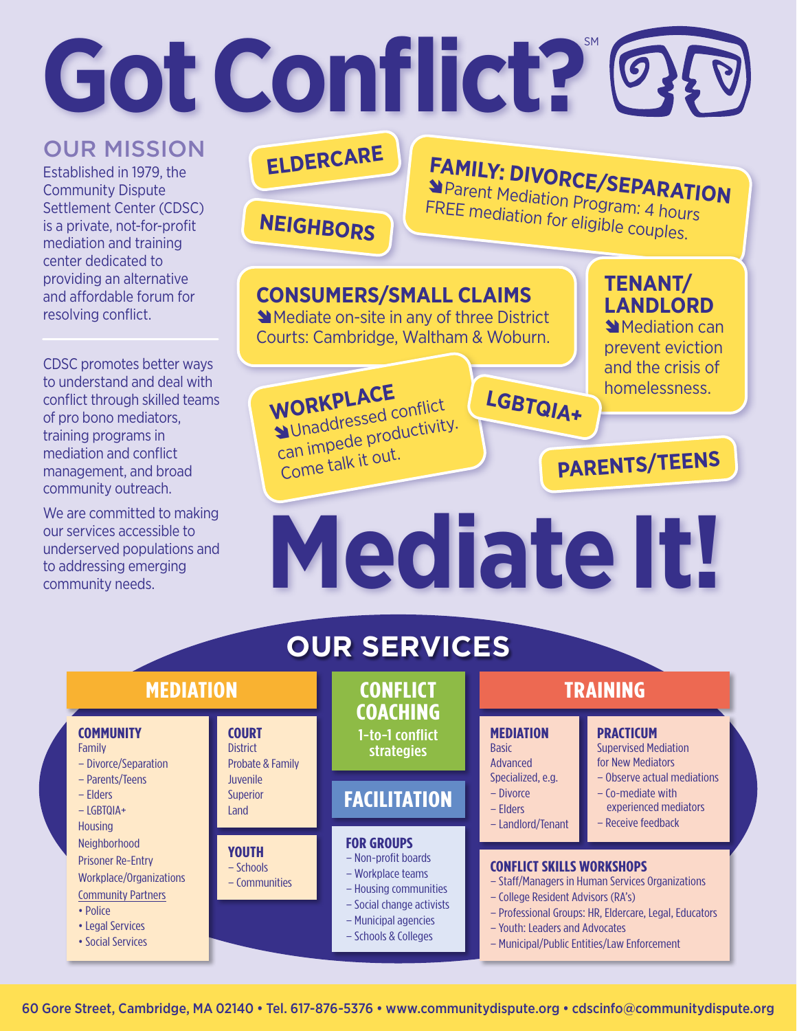# Got Conflict?[SM]

## OUR MISSION

Established in 1979, the Community Dispute Settlement Center (CDSC) is a private, not-for-profit mediation and training center dedicated to providing an alternative and affordable forum for resolving conflict.

CDSC promotes better ways to understand and deal with conflict through skilled teams of pro bono mediators, training programs in mediation and conflict management, and broad community outreach.

We are committed to making our services accessible to underserved populations and to addressing emerging community needs.

**ELDERCARE**

**NEIGHBORS**

**FAMILY: DIVORCE/SEPARATION**
Parent Mediation Program: 4 hours FREE mediation for eligible couples.

**CONSUMERS/SMALL CLAIMS**
Mediate on-site in any of three District Courts: Cambridge, Waltham & Woburn.

**TENANT/ LANDLORD**
Mediation can prevent eviction and the crisis of homelessness.

**WORKPLACE**
Unaddressed conflict can impede productivity. Come talk it out.

**LGBTQIA+**

**PARENTS/TEENS**

# Mediate It!

## OUR SERVICES

### MEDIATION

**COMMUNITY**
Family
– Divorce/Separation
– Parents/Teens
– Elders
– LGBTQIA+
Housing
Neighborhood
Prisoner Re-Entry
Workplace/Organizations
Community Partners
• Police
• Legal Services
• Social Services

**COURT**
District
Probate & Family
Juvenile
Superior
Land

**YOUTH**
– Schools
– Communities

### CONFLICT COACHING

1-to-1 conflict strategies

### FACILITATION

**FOR GROUPS**
– Non-profit boards
– Workplace teams
– Housing communities
– Social change activists
– Municipal agencies
– Schools & Colleges

### TRAINING

**MEDIATION**
Basic
Advanced
Specialized, e.g.
– Divorce
– Elders
– Landlord/Tenant

**PRACTICUM**
Supervised Mediation for New Mediators
– Observe actual mediations
– Co-mediate with experienced mediators
– Receive feedback

**CONFLICT SKILLS WORKSHOPS**
– Staff/Managers in Human Services Organizations
– College Resident Advisors (RA's)
– Professional Groups: HR, Eldercare, Legal, Educators
– Youth: Leaders and Advocates
– Municipal/Public Entities/Law Enforcement

60 Gore Street, Cambridge, MA 02140 • Tel. 617-876-5376 • www.communitydispute.org • cdscinfo@communitydispute.org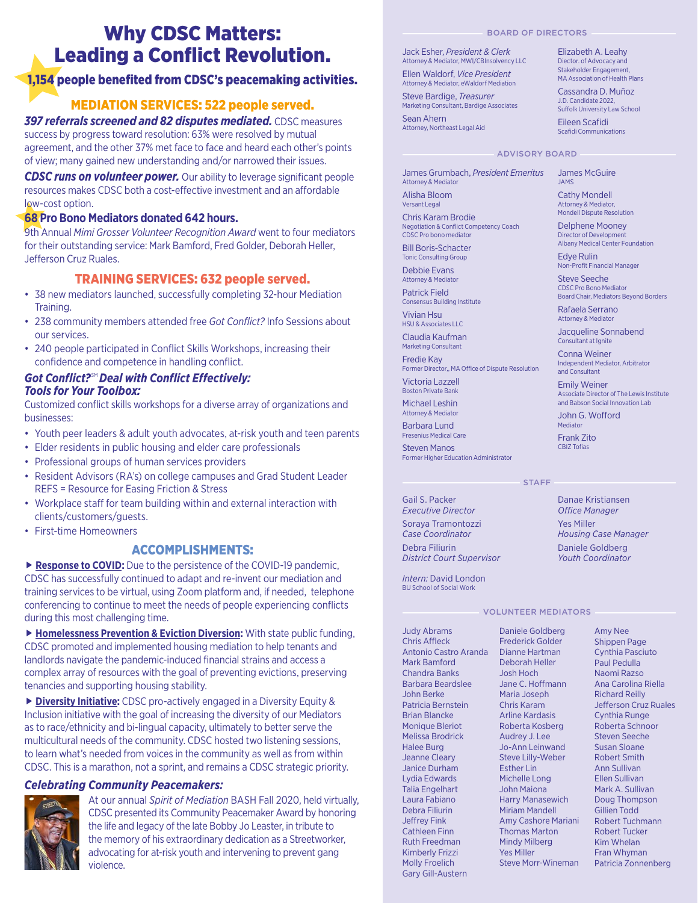# Why CDSC Matters: Leading a Conflict Revolution.

**1,154 people benefited from CDSC's peacemaking activities.**

## MEDIATION SERVICES: 522 people served.

***397 referrals screened and 82 disputes mediated.*** CDSC measures success by progress toward resolution: 63% were resolved by mutual agreement, and the other 37% met face to face and heard each other's points of view; many gained new understanding and/or narrowed their issues.

***CDSC runs on volunteer power.*** Our ability to leverage significant people resources makes CDSC both a cost-effective investment and an affordable low-cost option.

**68 Pro Bono Mediators donated 642 hours.**

9th Annual *Mimi Grosser Volunteer Recognition Award* went to four mediators for their outstanding service: Mark Bamford, Fred Golder, Deborah Heller, Jefferson Cruz Ruales.

## TRAINING SERVICES: 632 people served.

- 38 new mediators launched, successfully completing 32-hour Mediation Training.
- 238 community members attended free *Got Conflict?* Info Sessions about our services.
- 240 people participated in Conflict Skills Workshops, increasing their confidence and competence in handling conflict.

### *Got Conflict?℠ Deal with Conflict Effectively: Tools for Your Toolbox:*

Customized conflict skills workshops for a diverse array of organizations and businesses:

- Youth peer leaders & adult youth advocates, at-risk youth and teen parents
- Elder residents in public housing and elder care professionals
- Professional groups of human services providers
- Resident Advisors (RA's) on college campuses and Grad Student Leader REFS = Resource for Easing Friction & Stress
- Workplace staff for team building within and external interaction with clients/customers/guests.
- First-time Homeowners

## ACCOMPLISHMENTS:

▶ **Response to COVID:** Due to the persistence of the COVID-19 pandemic, CDSC has successfully continued to adapt and re-invent our mediation and training services to be virtual, using Zoom platform and, if needed, telephone conferencing to continue to meet the needs of people experiencing conflicts during this most challenging time.

▶ **Homelessness Prevention & Eviction Diversion:** With state public funding, CDSC promoted and implemented housing mediation to help tenants and landlords navigate the pandemic-induced financial strains and access a complex array of resources with the goal of preventing evictions, preserving tenancies and supporting housing stability.

▶ **Diversity Initiative:** CDSC pro-actively engaged in a Diversity Equity & Inclusion initiative with the goal of increasing the diversity of our Mediators as to race/ethnicity and bi-lingual capacity, ultimately to better serve the multicultural needs of the community. CDSC hosted two listening sessions, to learn what's needed from voices in the community as well as from within CDSC. This is a marathon, not a sprint, and remains a CDSC strategic priority.

### *Celebrating Community Peacemakers:*

At our annual *Spirit of Mediation* BASH Fall 2020, held virtually, CDSC presented its Community Peacemaker Award by honoring the life and legacy of the late Bobby Jo Leaster, in tribute to the memory of his extraordinary dedication as a Streetworker, advocating for at-risk youth and intervening to prevent gang violence.

## BOARD OF DIRECTORS

Jack Esher, *President & Clerk*
Attorney & Mediator, MWI/CBInsolvency LLC

Ellen Waldorf, *Vice President*
Attorney & Mediator, eWaldorf Mediation

Steve Bardige, *Treasurer*
Marketing Consultant, Bardige Associates

Sean Ahern
Attorney, Northeast Legal Aid

Elizabeth A. Leahy
Diector. of Advocacy and Stakeholder Engagement, MA Association of Health Plans

Cassandra D. Muñoz
J.D. Candidate 2022, Suffolk University Law School

Eileen Scafidi
Scafidi Communications

## ADVISORY BOARD

James Grumbach, *President Emeritus*
Attorney & Mediator

Alisha Bloom
Versant Legal

Chris Karam Brodie
Negotiation & Conflict Competency Coach, CDSC Pro bono mediator

Bill Boris-Schacter
Tonic Consulting Group

Debbie Evans
Attorney & Mediator

Patrick Field
Consensus Building Institute

Vivian Hsu
HSU & Associates LLC

Claudia Kaufman
Marketing Consultant

Fredie Kay
Former Director,, MA Office of Dispute Resolution

Victoria Lazzell
Boston Private Bank

Michael Leshin
Attorney & Mediator

Barbara Lund
Fresenius Medical Care

Steven Manos
Former Higher Education Administrator

James McGuire
JAMS

Cathy Mondell
Attorney & Mediator, Mondell Dispute Resolution

Delphene Mooney
Director of Development, Albany Medical Center Foundation

Edye Rulin
Non-Profit Financial Manager

Steve Seeche
CDSC Pro Bono Mediator, Board Chair, Mediators Beyond Borders

Rafaela Serrano
Attorney & Mediator

Jacqueline Sonnabend
Consultant at Ignite

Conna Weiner
Independent Mediator, Arbitrator and Consultant

Emily Weiner
Associate Director of The Lewis Institute and Babson Social Innovation Lab

John G. Wofford
Mediator

Frank Zito
CBIZ Tofias

## STAFF

Gail S. Packer
*Executive Director*

Soraya Tramontozzi
*Case Coordinator*

Debra Filiurin
*District Court Supervisor*

Danae Kristiansen
*Office Manager*

Yes Miller
*Housing Case Manager*

Daniele Goldberg
*Youth Coordinator*

*Intern:* David London
BU School of Social Work

## VOLUNTEER MEDIATORS

Judy Abrams
Chris Affleck
Antonio Castro Aranda
Mark Bamford
Chandra Banks
Barbara Beardslee
John Berke
Patricia Bernstein
Brian Blancke
Monique Bleriot
Melissa Brodrick
Halee Burg
Jeanne Cleary
Janice Durham
Lydia Edwards
Talia Engelhart
Laura Fabiano
Debra Filiurin
Jeffrey Fink
Cathleen Finn
Ruth Freedman
Kimberly Frizzi
Molly Froelich
Gary Gill-Austern
Daniele Goldberg
Frederick Golder
Dianne Hartman
Deborah Heller
Josh Hoch
Jane C. Hoffmann
Maria Joseph
Chris Karam
Arline Kardasis
Roberta Kosberg
Audrey J. Lee
Jo-Ann Leinwand
Steve Lilly-Weber
Esther Lin
Michelle Long
John Maiona
Harry Manasewich
Miriam Mandell
Amy Cashore Mariani
Thomas Marton
Mindy Milberg
Yes Miller
Steve Morr-Wineman
Amy Nee
Shippen Page
Cynthia Pasciuto
Paul Pedulla
Naomi Razso
Ana Carolina Riella
Richard Reilly
Jefferson Cruz Ruales
Cynthia Runge
Roberta Schnoor
Steven Seeche
Susan Sloane
Robert Smith
Ann Sullivan
Ellen Sullivan
Mark A. Sullivan
Doug Thompson
Gillien Todd
Robert Tuchmann
Robert Tucker
Kim Whelan
Fran Whyman
Patricia Zonnenberg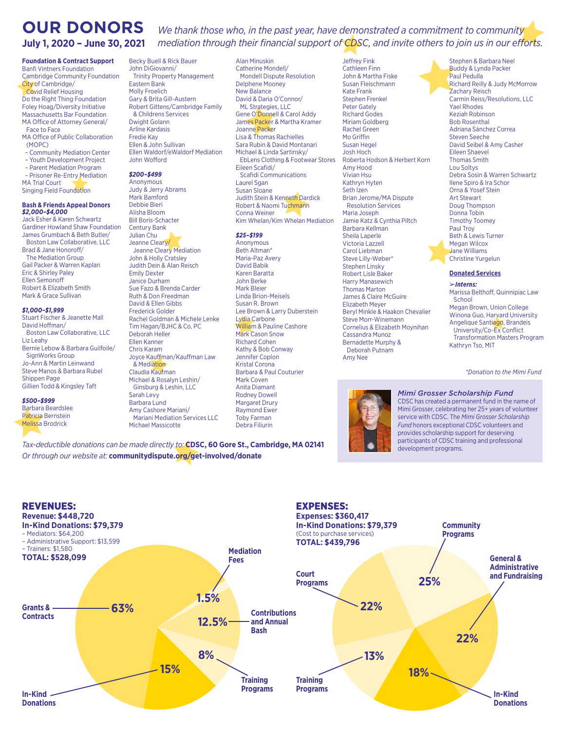# OUR DONORS

**July 1, 2020 – June 30, 2021**

*We thank those who, in the past year, have demonstrated a commitment to community mediation through their financial support of CDSC, and invite others to join us in our efforts.*

### Foundation & Contract Support

Banfi Vintners Foundation
Cambridge Community Foundation
City of Cambridge/
Covid Relief Housing
Do the Right Thing Foundation
Foley Hoag/Diversity Initiative
Massachusetts Bar Foundation
MA Office of Attorney General/
Face to Face
MA Office of Public Collaboration (MOPC)
– Community Mediation Center
– Youth Development Project
– Parent Mediation Program
– Prisoner Re-Entry Mediation
MA Trial Court
Singing Field Foundation

### Bash & Friends Appeal Donors

***$2,000–$4,000***

Jack Esher & Karen Schwartz
Gardiner Howland Shaw Foundation
James Grumbach & Beth Butler/
Boston Law Collaborative, LLC
Brad & Jane Honoroff/
The Mediation Group
Gail Packer & Warren Kaplan
Eric & Shirley Paley
Ellen Semonoff
Robert & Elizabeth Smith
Mark & Grace Sullivan

***$1,000–$1,999***

Stuart Fischer & Jeanette Mall
David Hoffman/
Boston Law Collaborative, LLC
Liz Leahy
Bernie Lebow & Barbara Guilfoile/
SignWorks Group
Jo-Ann & Martin Leinwand
Steve Manos & Barbara Rubel
Shippen Page
Gillien Todd & Kingsley Taft

***$500–$999***

Barbara Beardslee
Patricia Bernstein
Melissa Brodrick
Becky Buell & Rick Bauer
John DiGiovanni/
Trinity Property Management
Eastern Bank
Molly Froelich
Gary & Brita Gill-Austern
Robert Gittens/Cambridge Family & Childrens Services
Dwight Golann
Arline Kardasis
Fredie Kay
Ellen & John Sullivan
Ellen Waldorf/eWaldorf Mediation
John Wofford

***$200–$499***

Anonymous
Judy & Jerry Abrams
Mark Bamford
Debbie Bieri
Alisha Bloom
Bill Boris-Schacter
Century Bank
Julian Chu
Jeanne Cleary/
Jeanne Cleary Mediation
John & Holly Cratsley
Judith Dein & Alan Reisch
Emily Dexter
Janice Durham
Sue Fazo & Brenda Carder
Ruth & Don Freedman
David & Ellen Gibbs
Frederick Golder
Rachel Goldman & Michele Lenke
Tim Hagan/BJHC & Co, PC
Deborah Heller
Ellen Kanner
Chris Karam
Joyce Kauffman/Kauffman Law & Mediation
Claudia Kaufman
Michael & Rosalyn Leshin/
Ginsburg & Leshin, LLC
Sarah Levy
Barbara Lund
Amy Cashore Mariani/
Mariani Mediation Services LLC
Michael Massicotte
Alan Minuskin
Catherine Mondell/
Mondell Dispute Resolution
Delphene Mooney
New Balance
David & Daria O'Connor/
ML Strategies, LLC
Gene O'Donnell & Carol Addy
James Packer & Martha Kramer
Joanne Packer
Lisa & Thomas Rachielles
Sara Rubin & David Montanari
Michael & Linda Sartinsky/
EbLens Clothing & Footwear Stores
Eileen Scafidi/
Scafidi Communications
Laurel Sgan
Susan Sloane
Judith Stein & Kenneth Dardick
Robert & Naomi Tuchmann
Conna Weiner
Kim Whelan/Kim Whelan Mediation

***$25–$199***

Anonymous
Beth Altman*
Maria-Paz Avery
David Babik
Karen Baratta
John Berke
Mark Bleier
Linda Brion-Meisels
Susan R. Brown
Lee Brown & Larry Duberstein
Lydia Carbone
William & Pauline Cashore
Mark Cason Snow
Richard Cohen
Kathy & Bob Conway
Jennifer Coplon
Kristal Corona
Barbara & Paul Couturier
Mark Coven
Anita Diamant
Rodney Dowell
Margaret Drury
Raymond Ewer
Toby Farman
Debra Filiurin
Jeffrey Fink
Cathleen Finn
John & Martha Fiske
Susan Fleischmann
Kate Frank
Stephen Frenkel
Peter Gately
Richard Godes
Miriam Goldberg
Rachel Green
Mo Griffin
Susan Hegel
Josh Hoch
Roberta Hodson & Herbert Korn
Amy Hood
Vivian Hsu
Kathryn Hyten
Seth Izen
Brian Jerome/MA Dispute Resolution Services
Maria Joseph
Jamie Katz & Cynthia Piltch
Barbara Kellman
Sheila Laperle
Victoria Lazzell
Carol Liebman
Steve Lilly-Weber*
Stephen Linsky
Robert Lisle Baker
Harry Manasewich
Thomas Marton
James & Claire McGuire
Elizabeth Meyer
Beryl Minkle & Haakon Chevalier
Steve Mirsky-Winemann
Cornelius & Elizabeth Moynihan
Cassandra Munoz
Bernadette Murphy & Deborah Putnam
Amy Nee
Stephen & Barbara Neel
Buddy & Lynda Packer
Paul Pedulla
Richard Reilly & Judy McMorrow
Zachary Reisch
Carmin Reiss/Resolutions, LLC
Yael Rhodes
Keziah Robinson
Bob Rosenthal
Adriana Sánchez Correa
Steven Seeche
David Seibel & Amy Casher
Eileen Shaevel
Thomas Smith
Lou Soltys
Debra Sosin & Warren Schwartz
Ilene Spiro & Ira Schor
Orna & Yosef Stein
Art Stewart
Doug Thompson
Donna Tobin
Timothy Toomey
Paul Troy
Beth & Lewis Turner
Megan Wilcox
Jane Williams
Christine Yurgelun

### Donated Services

➢***Interns:***

Marissa Belthoff, Quinnipiac Law School
Megan Brown, Union College
Winona Guo, Harvard University
Angelique Santiago, Brandeis University/Co-Ex Conflict Transformation Masters Program
Kathryn Tso, MIT

*\*Donation to the Mimi Fund*

***Mimi Grosser Scholarship Fund***

CDSC has created a permanent fund in the name of Mimi Grosser, celebrating her 25+ years of volunteer service with CDSC. The *Mimi Grosser Scholarship Fund* honors exceptional CDSC volunteers and provides scholarship support for deserving participants of CDSC training and professional development programs.

*Tax-deductible donations can be made directly to:* **CDSC, 60 Gore St., Cambridge, MA 02141**
*Or through our website at:* **communitydispute.org/get-involved/donate**

## REVENUES:

**Revenue: $448,720**
**In-Kind Donations: $79,379**
– Mediators: $64,200
– Administrative Support: $13,599
– Trainers: $1,580
**TOTAL: $528,099**

Grants & Contracts 63%
Mediation Fees 1.5%
Contributions and Annual Bash 12.5%
Training Programs 8%
In-Kind Donations 15%

## EXPENSES:

**Expenses: $360,417**
**In-Kind Donations: $79,379**
(Cost to purchase services)
**TOTAL: $439,796**

Community Programs 25%
General & Administrative and Fundraising 22%
In-Kind Donations 18%
Training Programs 13%
Court Programs 22%